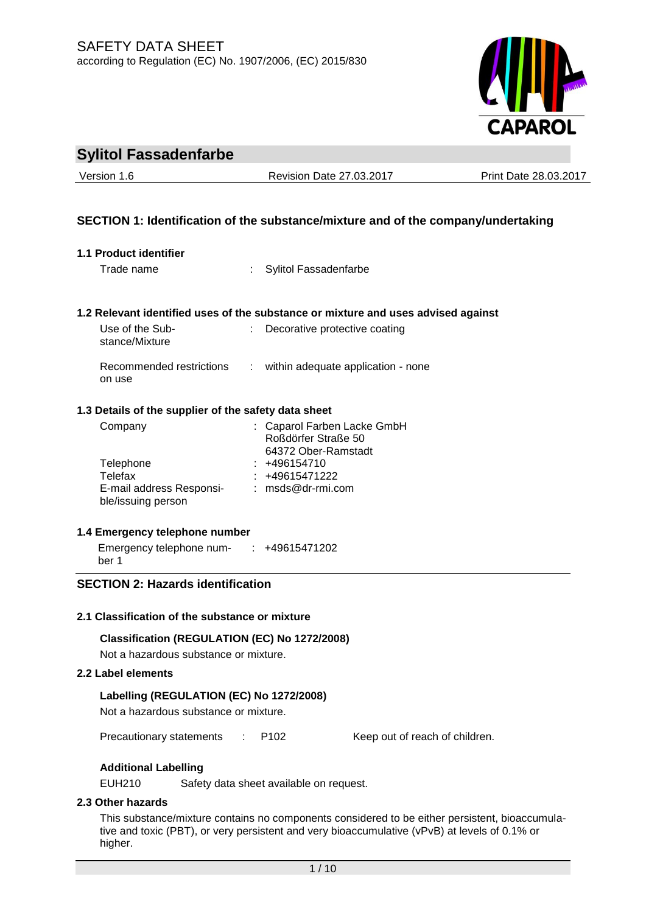SAFETY DATA SHEET

according to Regulation (EC) No. 1907/2006, (EC) 2015/830

# Sylitol Fassadenfarbe

Version 1.6 | Revision Date 27.03.2017 | Print Date 28.03.2017

## SECTION 1: Identification of the substance/mixture and of the company/undertaking

### 1.1 Product identifier

Trade name : Sylitol Fassadenfarbe

### 1.2 Relevant identified uses of the substance or mixture and uses advised against

Use of the Substance/Mixture : Decorative protective coating

Recommended restrictions on use : within adequate application - none

### 1.3 Details of the supplier of the safety data sheet

Company : Caparol Farben Lacke GmbH
Roßdörfer Straße 50
64372 Ober-Ramstadt

Telephone : +496154710

Telefax : +49615471222

E-mail address Responsible/issuing person : msds@dr-rmi.com

### 1.4 Emergency telephone number

Emergency telephone number 1 : +49615471202

## SECTION 2: Hazards identification

### 2.1 Classification of the substance or mixture

**Classification (REGULATION (EC) No 1272/2008)**

Not a hazardous substance or mixture.

### 2.2 Label elements

**Labelling (REGULATION (EC) No 1272/2008)**

Not a hazardous substance or mixture.

Precautionary statements : P102 Keep out of reach of children.

**Additional Labelling**

EUH210 Safety data sheet available on request.

### 2.3 Other hazards

This substance/mixture contains no components considered to be either persistent, bioaccumulative and toxic (PBT), or very persistent and very bioaccumulative (vPvB) at levels of 0.1% or higher.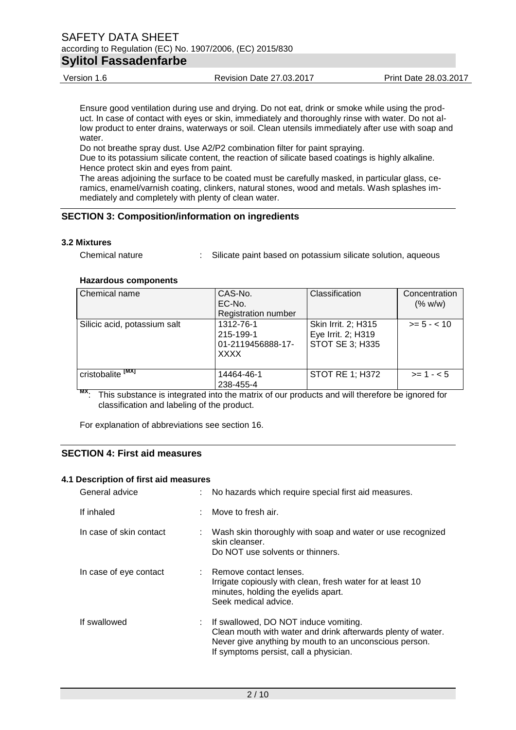Ensure good ventilation during use and drying. Do not eat, drink or smoke while using the product. In case of contact with eyes or skin, immediately and thoroughly rinse with water. Do not allow product to enter drains, waterways or soil. Clean utensils immediately after use with soap and water.

Do not breathe spray dust. Use A2/P2 combination filter for paint spraying.

Due to its potassium silicate content, the reaction of silicate based coatings is highly alkaline. Hence protect skin and eyes from paint.

The areas adjoining the surface to be coated must be carefully masked, in particular glass, ceramics, enamel/varnish coating, clinkers, natural stones, wood and metals. Wash splashes immediately and completely with plenty of clean water.

## SECTION 3: Composition/information on ingredients

### 3.2 Mixtures

Chemical nature : Silicate paint based on potassium silicate solution, aqueous

**Hazardous components**

| Chemical name | CAS-No.<br>EC-No.<br>Registration number | Classification | Concentration (% w/w) |
|---|---|---|---|
| Silicic acid, potassium salt | 1312-76-1<br>215-199-1<br>01-2119456888-17-XXXX | Skin Irrit. 2; H315<br>Eye Irrit. 2; H319<br>STOT SE 3; H335 | >= 5 - < 10 |
| cristobalite [MX] | 14464-46-1<br>238-455-4 | STOT RE 1; H372 | >= 1 - < 5 |

[MX]: This substance is integrated into the matrix of our products and will therefore be ignored for classification and labeling of the product.

For explanation of abbreviations see section 16.

## SECTION 4: First aid measures

### 4.1 Description of first aid measures

General advice : No hazards which require special first aid measures.

If inhaled : Move to fresh air.

In case of skin contact : Wash skin thoroughly with soap and water or use recognized skin cleanser.
Do NOT use solvents or thinners.

In case of eye contact : Remove contact lenses.
Irrigate copiously with clean, fresh water for at least 10 minutes, holding the eyelids apart.
Seek medical advice.

If swallowed : If swallowed, DO NOT induce vomiting.
Clean mouth with water and drink afterwards plenty of water.
Never give anything by mouth to an unconscious person.
If symptoms persist, call a physician.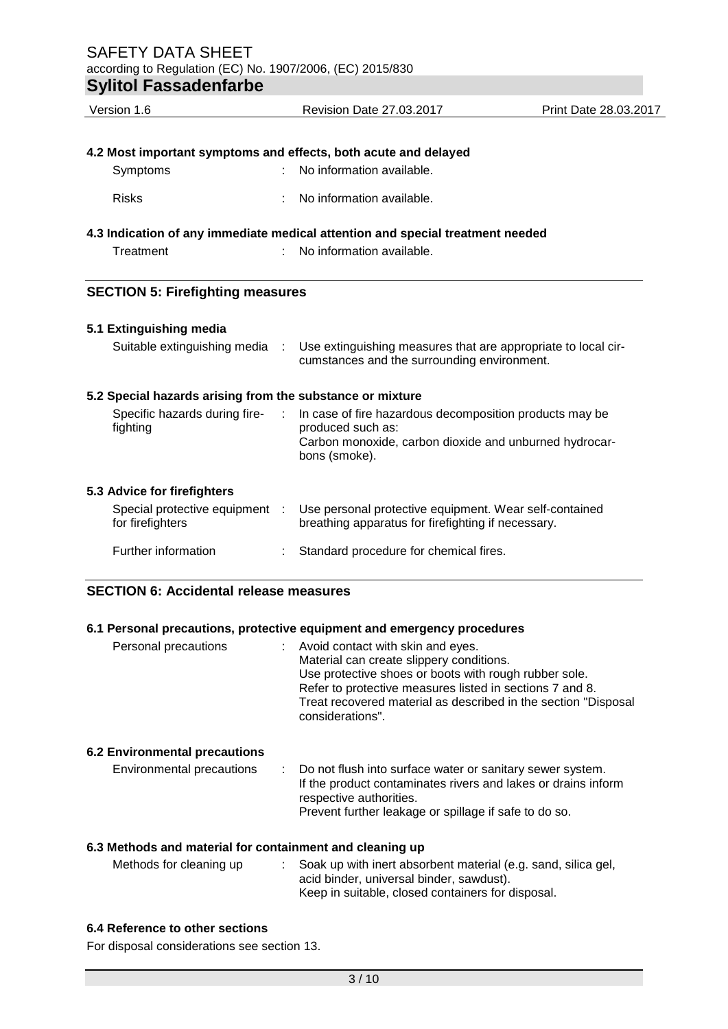#### 4.2 Most important symptoms and effects, both acute and delayed

| | |
|---|---|
| Symptoms | : No information available. |
| Risks | : No information available. |

#### 4.3 Indication of any immediate medical attention and special treatment needed

| | |
|---|---|
| Treatment | : No information available. |

## SECTION 5: Firefighting measures

#### 5.1 Extinguishing media

| | |
|---|---|
| Suitable extinguishing media | : Use extinguishing measures that are appropriate to local circumstances and the surrounding environment. |

#### 5.2 Special hazards arising from the substance or mixture

| | |
|---|---|
| Specific hazards during firefighting | : In case of fire hazardous decomposition products may be produced such as: Carbon monoxide, carbon dioxide and unburned hydrocarbons (smoke). |

#### 5.3 Advice for firefighters

| | |
|---|---|
| Special protective equipment for firefighters | : Use personal protective equipment. Wear self-contained breathing apparatus for firefighting if necessary. |
| Further information | : Standard procedure for chemical fires. |

## SECTION 6: Accidental release measures

#### 6.1 Personal precautions, protective equipment and emergency procedures

| | |
|---|---|
| Personal precautions | : Avoid contact with skin and eyes. Material can create slippery conditions. Use protective shoes or boots with rough rubber sole. Refer to protective measures listed in sections 7 and 8. Treat recovered material as described in the section "Disposal considerations". |

#### 6.2 Environmental precautions

| | |
|---|---|
| Environmental precautions | : Do not flush into surface water or sanitary sewer system. If the product contaminates rivers and lakes or drains inform respective authorities. Prevent further leakage or spillage if safe to do so. |

#### 6.3 Methods and material for containment and cleaning up

| | |
|---|---|
| Methods for cleaning up | : Soak up with inert absorbent material (e.g. sand, silica gel, acid binder, universal binder, sawdust). Keep in suitable, closed containers for disposal. |

#### 6.4 Reference to other sections

For disposal considerations see section 13.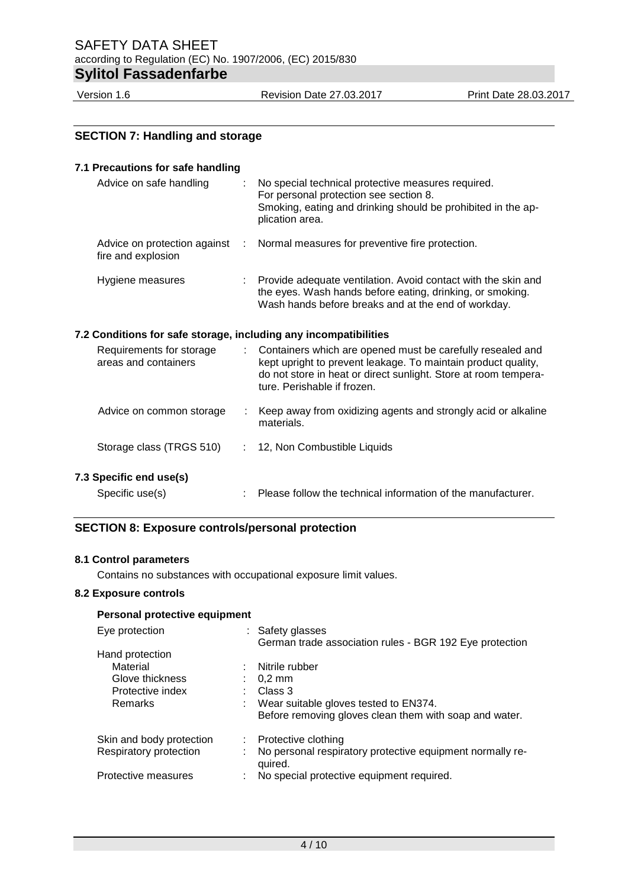## SECTION 7: Handling and storage

### 7.1 Precautions for safe handling

| | |
|---|---|
| Advice on safe handling | No special technical protective measures required. For personal protection see section 8. Smoking, eating and drinking should be prohibited in the application area. |
| Advice on protection against fire and explosion | Normal measures for preventive fire protection. |
| Hygiene measures | Provide adequate ventilation. Avoid contact with the skin and the eyes. Wash hands before eating, drinking, or smoking. Wash hands before breaks and at the end of workday. |

### 7.2 Conditions for safe storage, including any incompatibilities

| | |
|---|---|
| Requirements for storage areas and containers | Containers which are opened must be carefully resealed and kept upright to prevent leakage. To maintain product quality, do not store in heat or direct sunlight. Store at room temperature. Perishable if frozen. |
| Advice on common storage | Keep away from oxidizing agents and strongly acid or alkaline materials. |
| Storage class (TRGS 510) | 12, Non Combustible Liquids |

### 7.3 Specific end use(s)

| | |
|---|---|
| Specific use(s) | Please follow the technical information of the manufacturer. |

## SECTION 8: Exposure controls/personal protection

### 8.1 Control parameters

Contains no substances with occupational exposure limit values.

### 8.2 Exposure controls

**Personal protective equipment**

| | |
|---|---|
| Eye protection | Safety glasses<br>German trade association rules - BGR 192 Eye protection |
| Hand protection | |
| Material | Nitrile rubber |
| Glove thickness | 0,2 mm |
| Protective index | Class 3 |
| Remarks | Wear suitable gloves tested to EN374.<br>Before removing gloves clean them with soap and water. |
| Skin and body protection | Protective clothing |
| Respiratory protection | No personal respiratory protective equipment normally required. |
| Protective measures | No special protective equipment required. |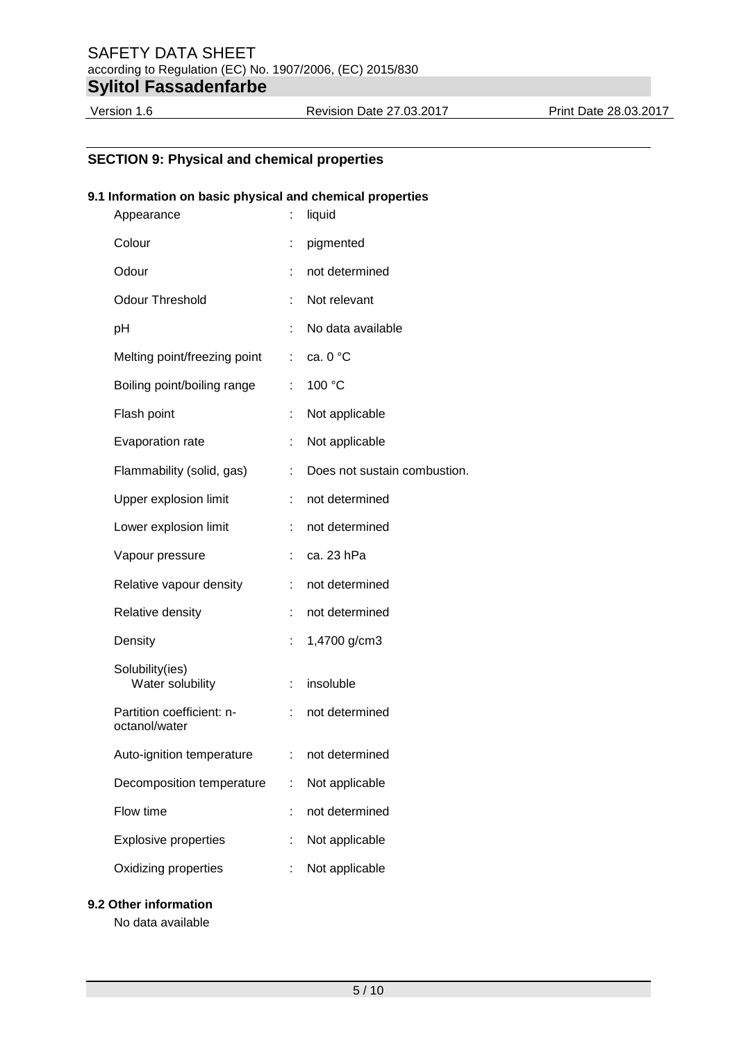## SECTION 9: Physical and chemical properties

### 9.1 Information on basic physical and chemical properties

| Property | | Value |
|---|---|---|
| Appearance | : | liquid |
| Colour | : | pigmented |
| Odour | : | not determined |
| Odour Threshold | : | Not relevant |
| pH | : | No data available |
| Melting point/freezing point | : | ca. 0 °C |
| Boiling point/boiling range | : | 100 °C |
| Flash point | : | Not applicable |
| Evaporation rate | : | Not applicable |
| Flammability (solid, gas) | : | Does not sustain combustion. |
| Upper explosion limit | : | not determined |
| Lower explosion limit | : | not determined |
| Vapour pressure | : | ca. 23 hPa |
| Relative vapour density | : | not determined |
| Relative density | : | not determined |
| Density | : | 1,4700 g/cm3 |
| Solubility(ies) Water solubility | : | insoluble |
| Partition coefficient: n-octanol/water | : | not determined |
| Auto-ignition temperature | : | not determined |
| Decomposition temperature | : | Not applicable |
| Flow time | : | not determined |
| Explosive properties | : | Not applicable |
| Oxidizing properties | : | Not applicable |

### 9.2 Other information

No data available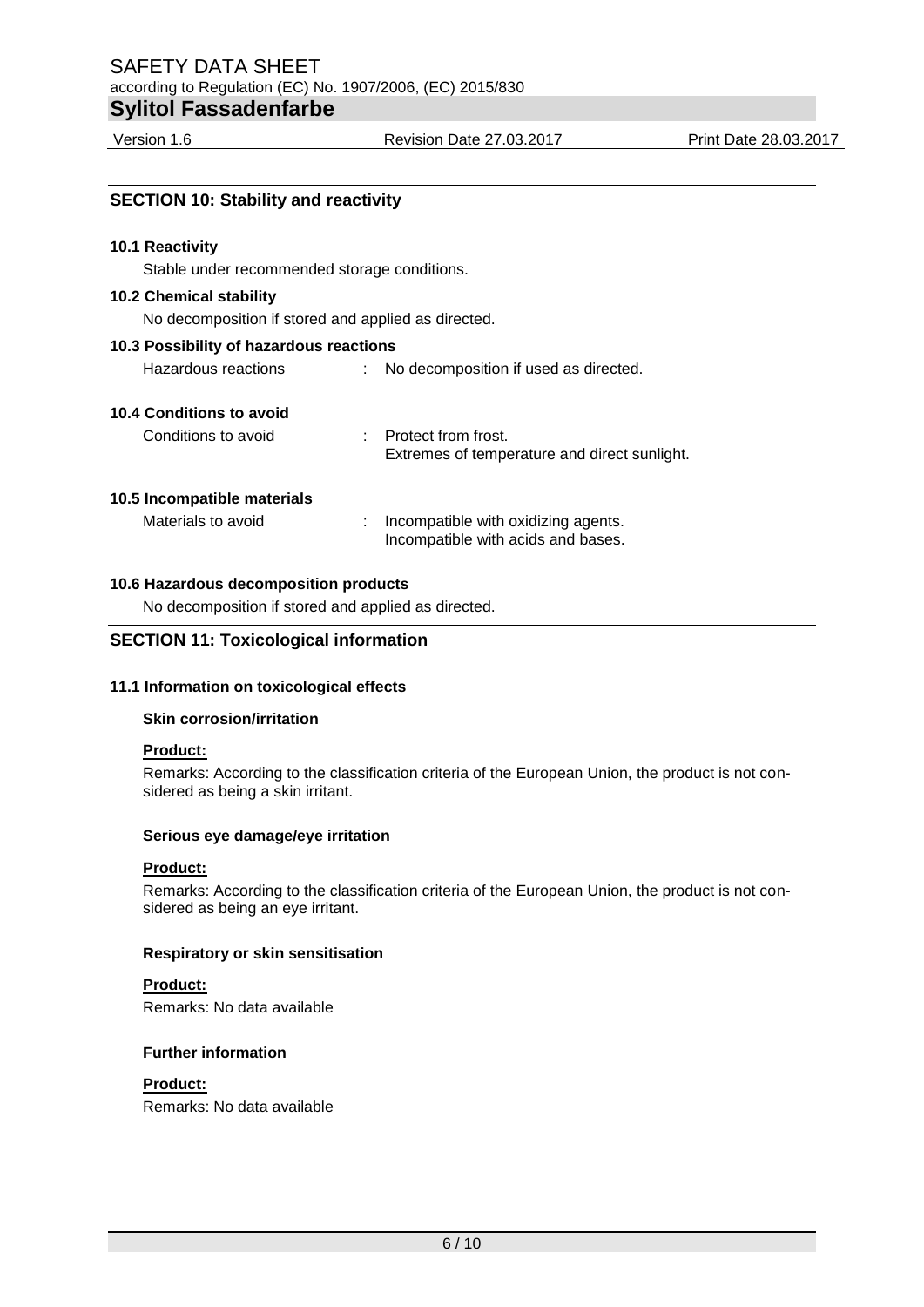## SECTION 10: Stability and reactivity

### 10.1 Reactivity

Stable under recommended storage conditions.

### 10.2 Chemical stability

No decomposition if stored and applied as directed.

### 10.3 Possibility of hazardous reactions

Hazardous reactions : No decomposition if used as directed.

### 10.4 Conditions to avoid

Conditions to avoid : Protect from frost.
Extremes of temperature and direct sunlight.

### 10.5 Incompatible materials

Materials to avoid : Incompatible with oxidizing agents.
Incompatible with acids and bases.

### 10.6 Hazardous decomposition products

No decomposition if stored and applied as directed.

## SECTION 11: Toxicological information

### 11.1 Information on toxicological effects

**Skin corrosion/irritation**

**Product:**

Remarks: According to the classification criteria of the European Union, the product is not considered as being a skin irritant.

**Serious eye damage/eye irritation**

**Product:**

Remarks: According to the classification criteria of the European Union, the product is not considered as being an eye irritant.

**Respiratory or skin sensitisation**

**Product:**

Remarks: No data available

**Further information**

**Product:**

Remarks: No data available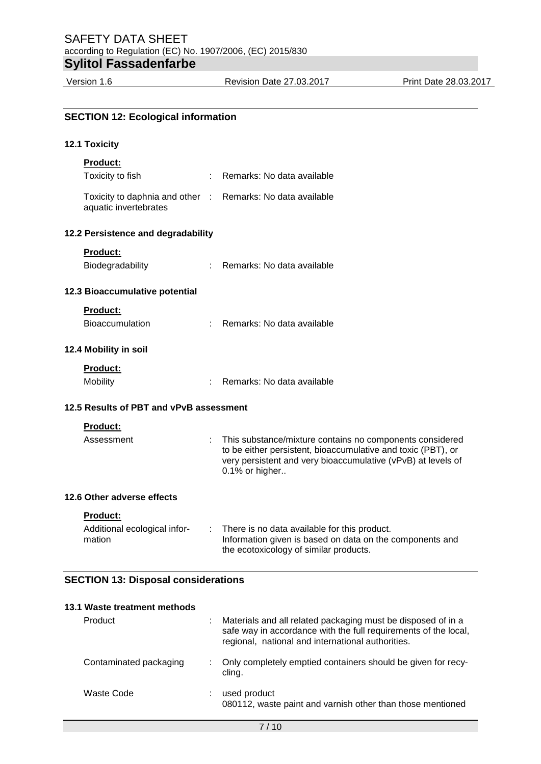## SECTION 12: Ecological information

### 12.1 Toxicity

**Product:**

| | |
|---|---|
| Toxicity to fish | : Remarks: No data available |
| Toxicity to daphnia and other aquatic invertebrates | : Remarks: No data available |

### 12.2 Persistence and degradability

**Product:**

| | |
|---|---|
| Biodegradability | : Remarks: No data available |

### 12.3 Bioaccumulative potential

**Product:**

| | |
|---|---|
| Bioaccumulation | : Remarks: No data available |

### 12.4 Mobility in soil

**Product:**

| | |
|---|---|
| Mobility | : Remarks: No data available |

### 12.5 Results of PBT and vPvB assessment

**Product:**

| | |
|---|---|
| Assessment | : This substance/mixture contains no components considered to be either persistent, bioaccumulative and toxic (PBT), or very persistent and very bioaccumulative (vPvB) at levels of 0.1% or higher.. |

### 12.6 Other adverse effects

**Product:**

| | |
|---|---|
| Additional ecological information | : There is no data available for this product. Information given is based on data on the components and the ecotoxicology of similar products. |

## SECTION 13: Disposal considerations

### 13.1 Waste treatment methods

| | |
|---|---|
| Product | : Materials and all related packaging must be disposed of in a safe way in accordance with the full requirements of the local, regional, national and international authorities. |
| Contaminated packaging | : Only completely emptied containers should be given for recycling. |
| Waste Code | : used product<br>080112, waste paint and varnish other than those mentioned |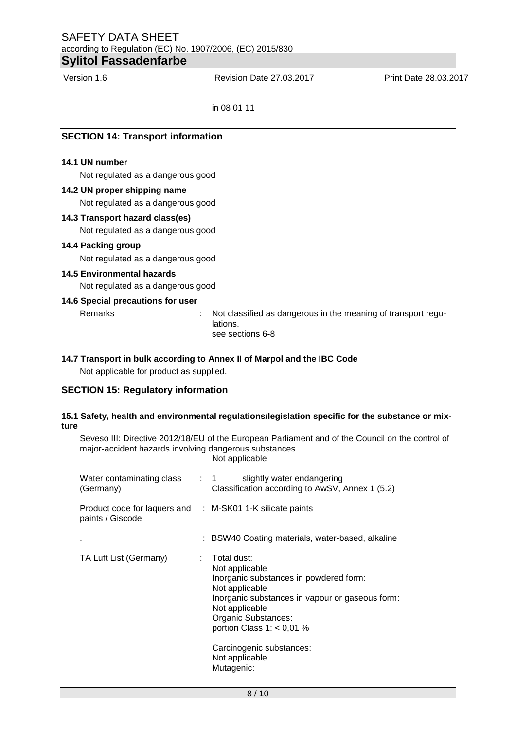in 08 01 11

## SECTION 14: Transport information

### 14.1 UN number

Not regulated as a dangerous good

### 14.2 UN proper shipping name

Not regulated as a dangerous good

### 14.3 Transport hazard class(es)

Not regulated as a dangerous good

### 14.4 Packing group

Not regulated as a dangerous good

### 14.5 Environmental hazards

Not regulated as a dangerous good

### 14.6 Special precautions for user

Remarks : Not classified as dangerous in the meaning of transport regulations.
see sections 6-8

### 14.7 Transport in bulk according to Annex II of Marpol and the IBC Code

Not applicable for product as supplied.

## SECTION 15: Regulatory information

### 15.1 Safety, health and environmental regulations/legislation specific for the substance or mixture

Seveso III: Directive 2012/18/EU of the European Parliament and of the Council on the control of major-accident hazards involving dangerous substances.
Not applicable

| | | |
|---|---|---|
| Water contaminating class (Germany) | : | 1 slightly water endangering<br>Classification according to AwSV, Annex 1 (5.2) |
| Product code for laquers and paints / Giscode | : | M-SK01 1-K silicate paints |
| . | : | BSW40 Coating materials, water-based, alkaline |
| TA Luft List (Germany) | : | Total dust:<br>Not applicable<br>Inorganic substances in powdered form:<br>Not applicable<br>Inorganic substances in vapour or gaseous form:<br>Not applicable<br>Organic Substances:<br>portion Class 1: < 0,01 %<br><br>Carcinogenic substances:<br>Not applicable<br>Mutagenic: |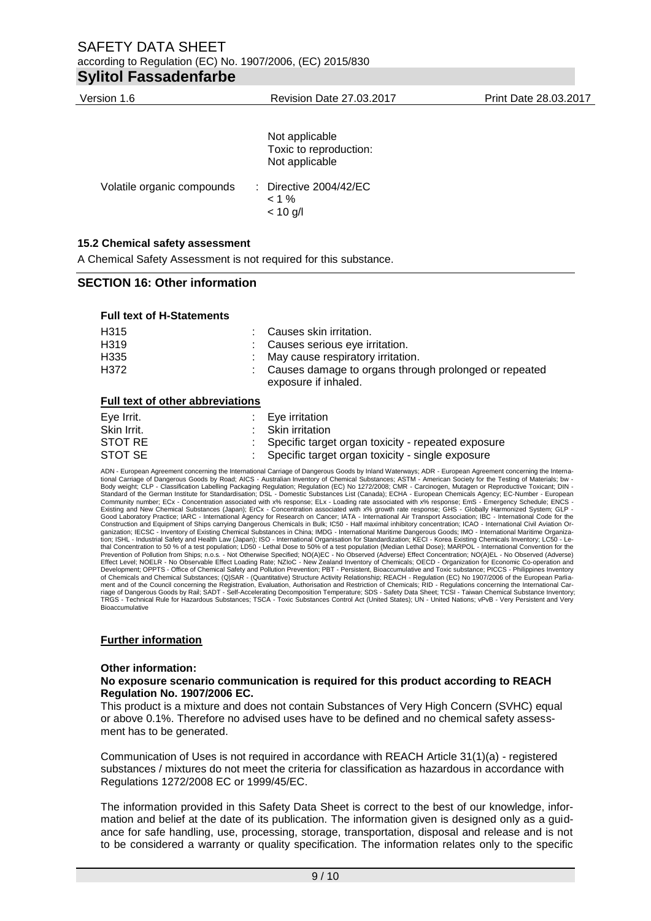| | |
|---|---|
| | Not applicable |
| | Toxic to reproduction: |
| | Not applicable |
| Volatile organic compounds | : Directive 2004/42/EC |
| | < 1 % |
| | < 10 g/l |

**15.2 Chemical safety assessment**

A Chemical Safety Assessment is not required for this substance.

## SECTION 16: Other information

**Full text of H-Statements**

| | |
|---|---|
| H315 | : Causes skin irritation. |
| H319 | : Causes serious eye irritation. |
| H335 | : May cause respiratory irritation. |
| H372 | : Causes damage to organs through prolonged or repeated exposure if inhaled. |

**Full text of other abbreviations**

| | |
|---|---|
| Eye Irrit. | : Eye irritation |
| Skin Irrit. | : Skin irritation |
| STOT RE | : Specific target organ toxicity - repeated exposure |
| STOT SE | : Specific target organ toxicity - single exposure |

ADN - European Agreement concerning the International Carriage of Dangerous Goods by Inland Waterways; ADR - European Agreement concerning the International Carriage of Dangerous Goods by Road; AICS - Australian Inventory of Chemical Substances; ASTM - American Society for the Testing of Materials; bw - Body weight; CLP - Classification Labelling Packaging Regulation; Regulation (EC) No 1272/2008; CMR - Carcinogen, Mutagen or Reproductive Toxicant; DIN - Standard of the German Institute for Standardisation; DSL - Domestic Substances List (Canada); ECHA - European Chemicals Agency; EC-Number - European Community number; ECx - Concentration associated with x% response; ELx - Loading rate associated with x% response; EmS - Emergency Schedule; ENCS - Existing and New Chemical Substances (Japan); ErCx - Concentration associated with x% growth rate response; GHS - Globally Harmonized System; GLP - Good Laboratory Practice; IARC - International Agency for Research on Cancer; IATA - International Air Transport Association; IBC - International Code for the Construction and Equipment of Ships carrying Dangerous Chemicals in Bulk; IC50 - Half maximal inhibitory concentration; ICAO - International Civil Aviation Organization; IECSC - Inventory of Existing Chemical Substances in China; IMDG - International Maritime Dangerous Goods; IMO - International Maritime Organization; ISHL - Industrial Safety and Health Law (Japan); ISO - International Organisation for Standardization; KECI - Korea Existing Chemicals Inventory; LC50 - Lethal Concentration to 50 % of a test population; LD50 - Lethal Dose to 50% of a test population (Median Lethal Dose); MARPOL - International Convention for the Prevention of Pollution from Ships; n.o.s. - Not Otherwise Specified; NO(A)EC - No Observed (Adverse) Effect Concentration; NO(A)EL - No Observed (Adverse) Effect Level; NOELR - No Observable Effect Loading Rate; NZIoC - New Zealand Inventory of Chemicals; OECD - Organization for Economic Co-operation and Development; OPPTS - Office of Chemical Safety and Pollution Prevention; PBT - Persistent, Bioaccumulative and Toxic substance; PICCS - Philippines Inventory of Chemicals and Chemical Substances; (Q)SAR - (Quantitative) Structure Activity Relationship; REACH - Regulation (EC) No 1907/2006 of the European Parliament and of the Council concerning the Registration, Evaluation, Authorisation and Restriction of Chemicals; RID - Regulations concerning the International Carriage of Dangerous Goods by Rail; SADT - Self-Accelerating Decomposition Temperature; SDS - Safety Data Sheet; TCSI - Taiwan Chemical Substance Inventory; TRGS - Technical Rule for Hazardous Substances; TSCA - Toxic Substances Control Act (United States); UN - United Nations; vPvB - Very Persistent and Very Bioaccumulative

**Further information**

**Other information:**

**No exposure scenario communication is required for this product according to REACH Regulation No. 1907/2006 EC.**

This product is a mixture and does not contain Substances of Very High Concern (SVHC) equal or above 0.1%. Therefore no advised uses have to be defined and no chemical safety assessment has to be generated.

Communication of Uses is not required in accordance with REACH Article 31(1)(a) - registered substances / mixtures do not meet the criteria for classification as hazardous in accordance with Regulations 1272/2008 EC or 1999/45/EC.

The information provided in this Safety Data Sheet is correct to the best of our knowledge, information and belief at the date of its publication. The information given is designed only as a guidance for safe handling, use, processing, storage, transportation, disposal and release and is not to be considered a warranty or quality specification. The information relates only to the specific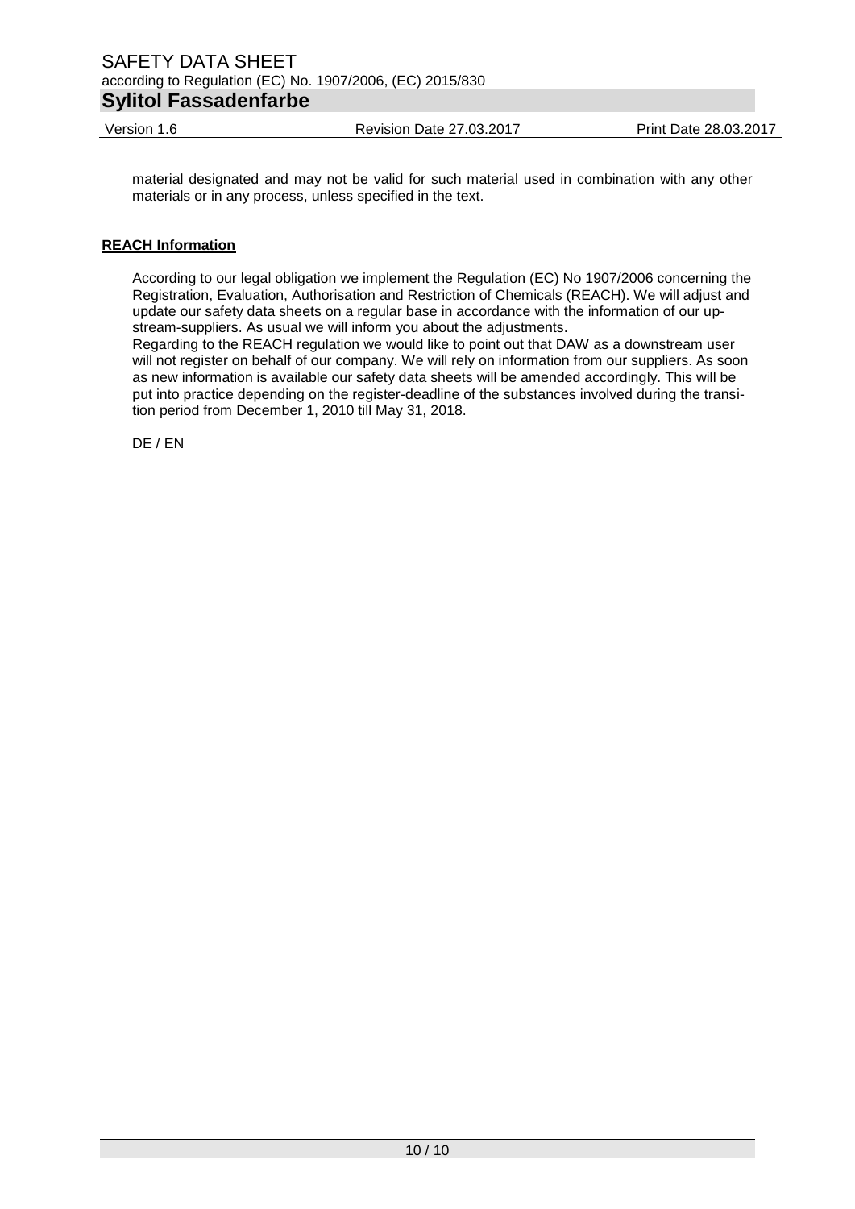material designated and may not be valid for such material used in combination with any other materials or in any process, unless specified in the text.

**REACH Information**

According to our legal obligation we implement the Regulation (EC) No 1907/2006 concerning the Registration, Evaluation, Authorisation and Restriction of Chemicals (REACH). We will adjust and update our safety data sheets on a regular base in accordance with the information of our up-stream-suppliers. As usual we will inform you about the adjustments.
Regarding to the REACH regulation we would like to point out that DAW as a downstream user will not register on behalf of our company. We will rely on information from our suppliers. As soon as new information is available our safety data sheets will be amended accordingly. This will be put into practice depending on the register-deadline of the substances involved during the transition period from December 1, 2010 till May 31, 2018.

DE / EN